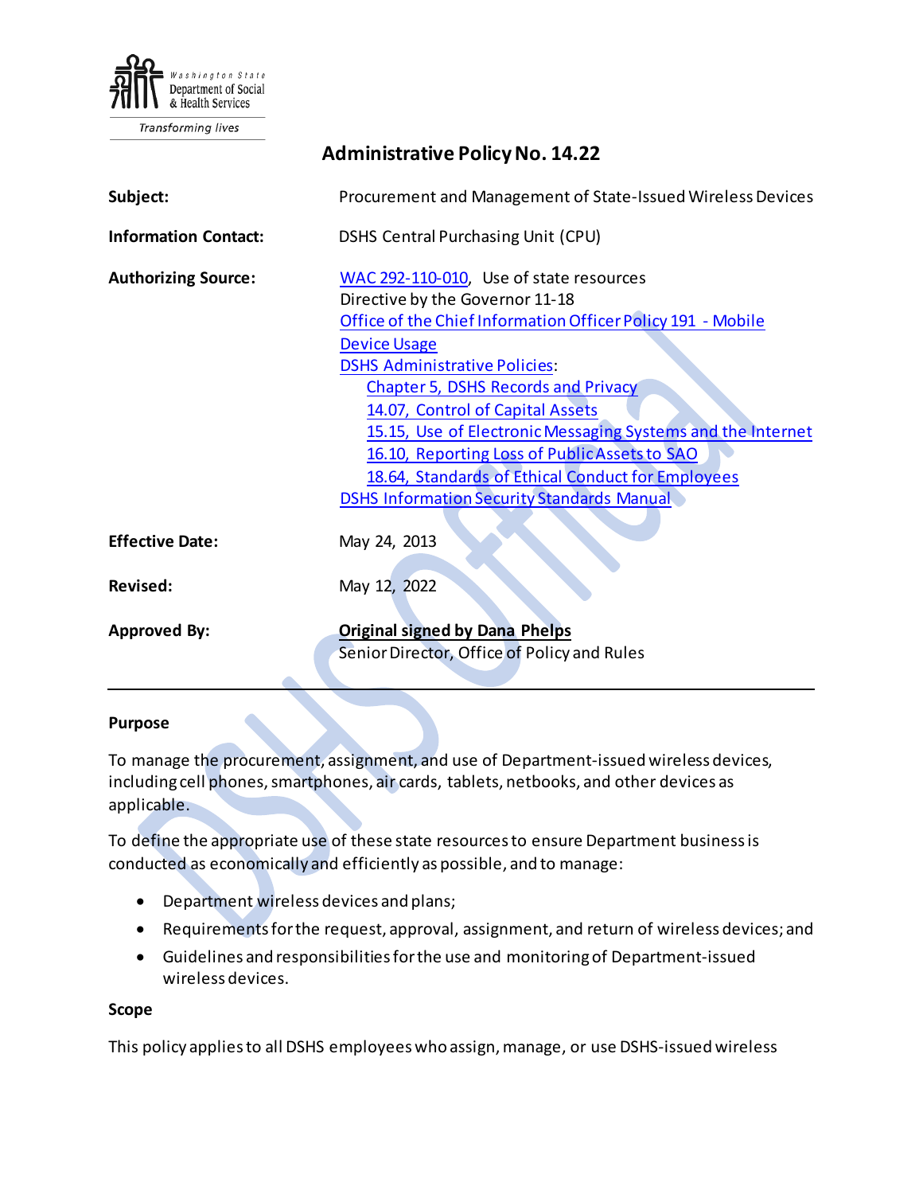Washington State Department of Social & Health Services

*Transforming lives*

# Administrative Policy No. 14.22

| | |
|---|---|
| **Subject:** | Procurement and Management of State-Issued Wireless Devices |
| **Information Contact:** | DSHS Central Purchasing Unit (CPU) |
| **Authorizing Source:** | WAC 292-110-010, Use of state resources<br>Directive by the Governor 11-18<br>Office of the Chief Information Officer Policy 191 - Mobile Device Usage<br>DSHS Administrative Policies:<br>Chapter 5, DSHS Records and Privacy<br>14.07, Control of Capital Assets<br>15.15, Use of Electronic Messaging Systems and the Internet<br>16.10, Reporting Loss of Public Assets to SAO<br>18.64, Standards of Ethical Conduct for Employees<br>DSHS Information Security Standards Manual |
| **Effective Date:** | May 24, 2013 |
| **Revised:** | May 12, 2022 |
| **Approved By:** | **Original signed by Dana Phelps**<br>Senior Director, Office of Policy and Rules |

---

## Purpose

To manage the procurement, assignment, and use of Department-issued wireless devices, including cell phones, smartphones, air cards, tablets, netbooks, and other devices as applicable.

To define the appropriate use of these state resources to ensure Department business is conducted as economically and efficiently as possible, and to manage:

- Department wireless devices and plans;
- Requirements for the request, approval, assignment, and return of wireless devices; and
- Guidelines and responsibilities for the use and monitoring of Department-issued wireless devices.

## Scope

This policy applies to all DSHS employees who assign, manage, or use DSHS-issued wireless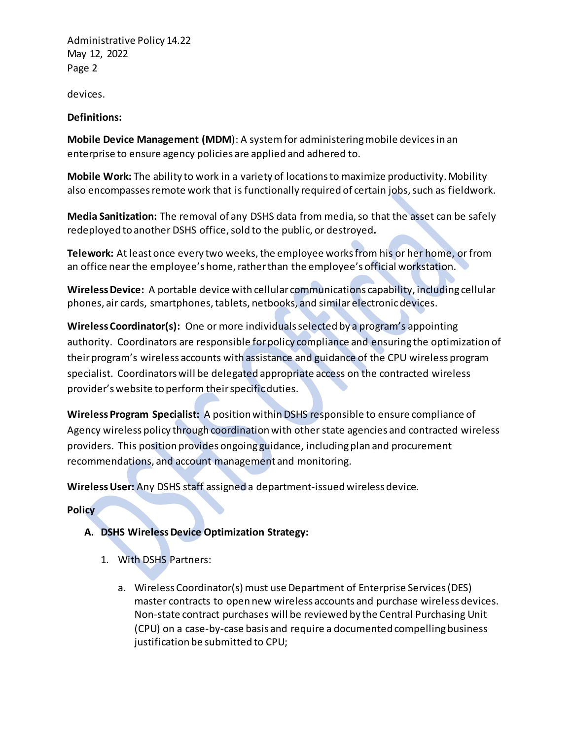devices.

**Definitions:**

**Mobile Device Management (MDM**): A system for administering mobile devices in an enterprise to ensure agency policies are applied and adhered to.

**Mobile Work:** The ability to work in a variety of locations to maximize productivity. Mobility also encompasses remote work that is functionally required of certain jobs, such as fieldwork.

**Media Sanitization:** The removal of any DSHS data from media, so that the asset can be safely redeployed to another DSHS office, sold to the public, or destroyed**.**

**Telework:** At least once every two weeks, the employee works from his or her home, or from an office near the employee's home, rather than the employee's official workstation.

**Wireless Device:** A portable device with cellular communications capability, including cellular phones, air cards, smartphones, tablets, netbooks, and similar electronic devices.

**Wireless Coordinator(s):** One or more individuals selected by a program's appointing authority. Coordinators are responsible for policy compliance and ensuring the optimization of their program's wireless accounts with assistance and guidance of the CPU wireless program specialist. Coordinators will be delegated appropriate access on the contracted wireless provider's website to perform their specific duties.

**Wireless Program Specialist:** A position within DSHS responsible to ensure compliance of Agency wireless policy through coordination with other state agencies and contracted wireless providers. This position provides ongoing guidance, including plan and procurement recommendations, and account management and monitoring.

**Wireless User:** Any DSHS staff assigned a department-issued wireless device.

**Policy**

**A. DSHS Wireless Device Optimization Strategy:**

1. With DSHS Partners:

    a. Wireless Coordinator(s) must use Department of Enterprise Services (DES) master contracts to open new wireless accounts and purchase wireless devices. Non-state contract purchases will be reviewed by the Central Purchasing Unit (CPU) on a case-by-case basis and require a documented compelling business justification be submitted to CPU;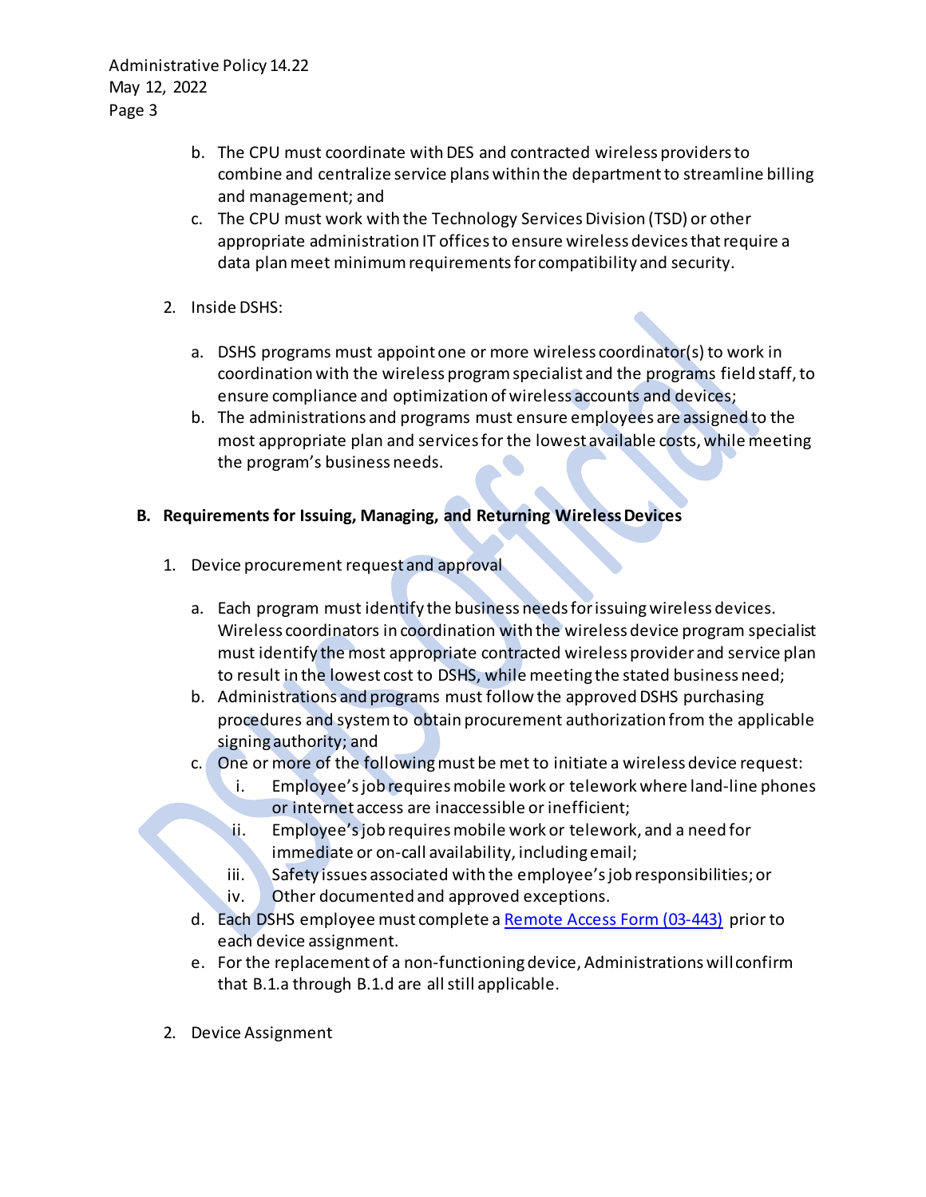b. The CPU must coordinate with DES and contracted wireless providers to combine and centralize service plans within the department to streamline billing and management; and
c. The CPU must work with the Technology Services Division (TSD) or other appropriate administration IT offices to ensure wireless devices that require a data plan meet minimum requirements for compatibility and security.

2. Inside DSHS:

   a. DSHS programs must appoint one or more wireless coordinator(s) to work in coordination with the wireless program specialist and the programs field staff, to ensure compliance and optimization of wireless accounts and devices;
   b. The administrations and programs must ensure employees are assigned to the most appropriate plan and services for the lowest available costs, while meeting the program's business needs.

**B. Requirements for Issuing, Managing, and Returning Wireless Devices**

1. Device procurement request and approval

   a. Each program must identify the business needs for issuing wireless devices. Wireless coordinators in coordination with the wireless device program specialist must identify the most appropriate contracted wireless provider and service plan to result in the lowest cost to DSHS, while meeting the stated business need;
   b. Administrations and programs must follow the approved DSHS purchasing procedures and system to obtain procurement authorization from the applicable signing authority; and
   c. One or more of the following must be met to initiate a wireless device request:
      i. Employee's job requires mobile work or telework where land-line phones or internet access are inaccessible or inefficient;
      ii. Employee's job requires mobile work or telework, and a need for immediate or on-call availability, including email;
      iii. Safety issues associated with the employee's job responsibilities; or
      iv. Other documented and approved exceptions.
   d. Each DSHS employee must complete a Remote Access Form (03-443) prior to each device assignment.
   e. For the replacement of a non-functioning device, Administrations will confirm that B.1.a through B.1.d are all still applicable.

2. Device Assignment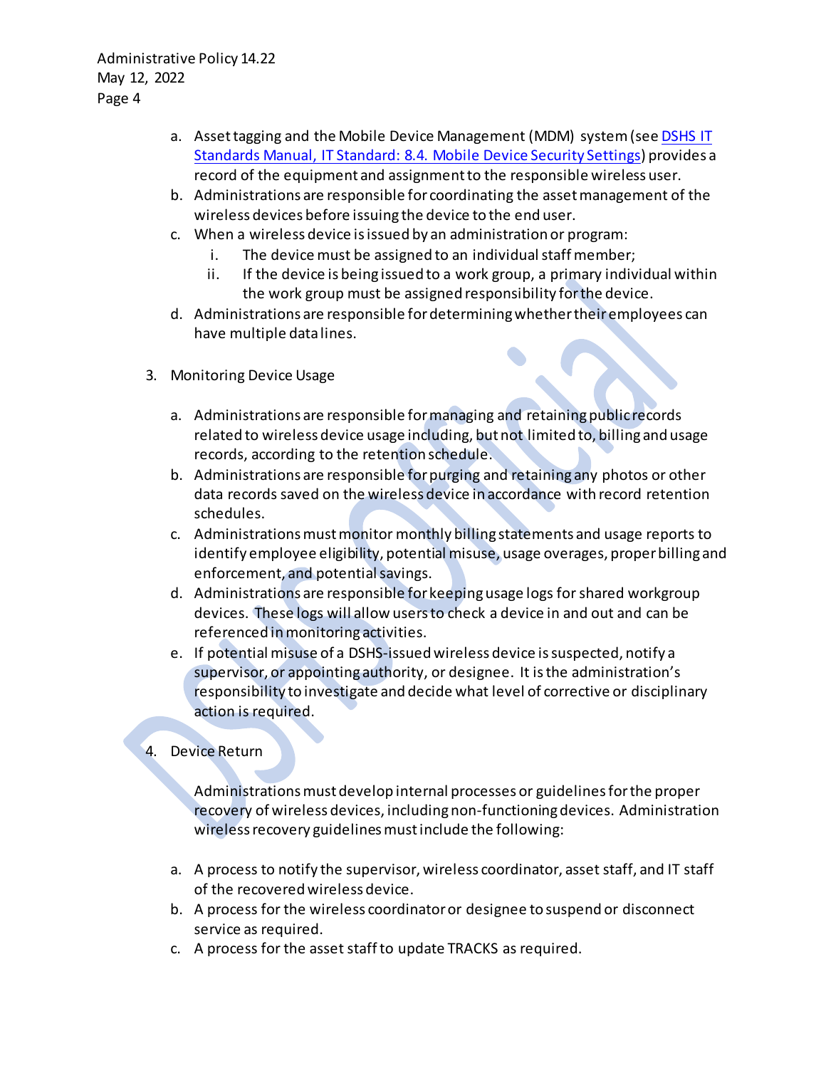a. Asset tagging and the Mobile Device Management (MDM) system (see [DSHS IT Standards Manual, IT Standard: 8.4. Mobile Device Security Settings]) provides a record of the equipment and assignment to the responsible wireless user.
b. Administrations are responsible for coordinating the asset management of the wireless devices before issuing the device to the end user.
c. When a wireless device is issued by an administration or program:
    i. The device must be assigned to an individual staff member;
    ii. If the device is being issued to a work group, a primary individual within the work group must be assigned responsibility for the device.
d. Administrations are responsible for determining whether their employees can have multiple data lines.

3. Monitoring Device Usage

    a. Administrations are responsible for managing and retaining public records related to wireless device usage including, but not limited to, billing and usage records, according to the retention schedule.
    b. Administrations are responsible for purging and retaining any photos or other data records saved on the wireless device in accordance with record retention schedules.
    c. Administrations must monitor monthly billing statements and usage reports to identify employee eligibility, potential misuse, usage overages, proper billing and enforcement, and potential savings.
    d. Administrations are responsible for keeping usage logs for shared workgroup devices. These logs will allow users to check a device in and out and can be referenced in monitoring activities.
    e. If potential misuse of a DSHS-issued wireless device is suspected, notify a supervisor, or appointing authority, or designee. It is the administration's responsibility to investigate and decide what level of corrective or disciplinary action is required.

4. Device Return

    Administrations must develop internal processes or guidelines for the proper recovery of wireless devices, including non-functioning devices. Administration wireless recovery guidelines must include the following:

    a. A process to notify the supervisor, wireless coordinator, asset staff, and IT staff of the recovered wireless device.
    b. A process for the wireless coordinator or designee to suspend or disconnect service as required.
    c. A process for the asset staff to update TRACKS as required.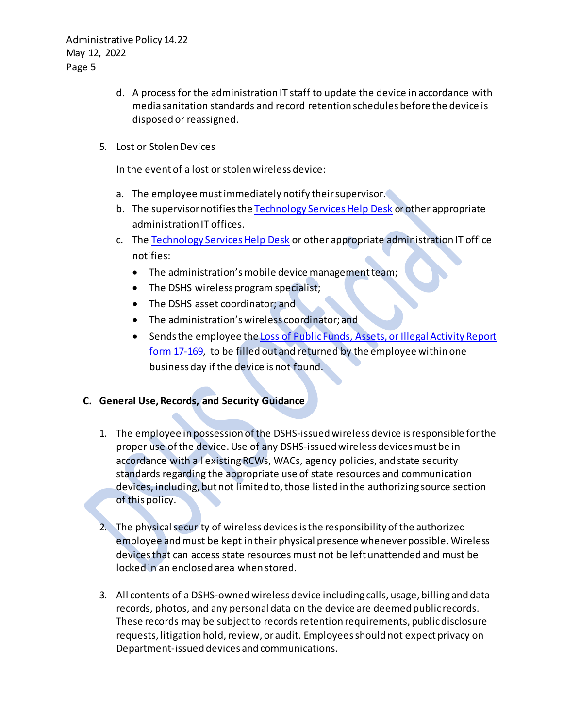d. A process for the administration IT staff to update the device in accordance with media sanitation standards and record retention schedules before the device is disposed or reassigned.

5. Lost or Stolen Devices

   In the event of a lost or stolen wireless device:

   a. The employee must immediately notify their supervisor.
   b. The supervisor notifies the [Technology Services Help Desk]() or other appropriate administration IT offices.
   c. The [Technology Services Help Desk]() or other appropriate administration IT office notifies:
      - The administration's mobile device management team;
      - The DSHS wireless program specialist;
      - The DSHS asset coordinator; and
      - The administration's wireless coordinator; and
      - Sends the employee the [Loss of Public Funds, Assets, or Illegal Activity Report form 17-169](), to be filled out and returned by the employee within one business day if the device is not found.

## C. General Use, Records, and Security Guidance

1. The employee in possession of the DSHS-issued wireless device is responsible for the proper use of the device. Use of any DSHS-issued wireless devices must be in accordance with all existing RCWs, WACs, agency policies, and state security standards regarding the appropriate use of state resources and communication devices, including, but not limited to, those listed in the authorizing source section of this policy.

2. The physical security of wireless devices is the responsibility of the authorized employee and must be kept in their physical presence whenever possible. Wireless devices that can access state resources must not be left unattended and must be locked in an enclosed area when stored.

3. All contents of a DSHS-owned wireless device including calls, usage, billing and data records, photos, and any personal data on the device are deemed public records. These records may be subject to records retention requirements, public disclosure requests, litigation hold, review, or audit. Employees should not expect privacy on Department-issued devices and communications.